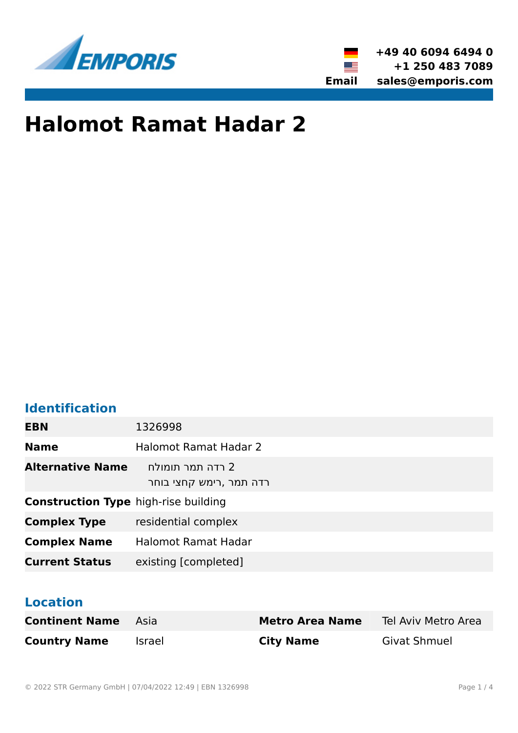# Halomot Ramat Hadar 2

## Identification

| | |
|---|---|
| **EBN** | 1326998 |
| **Name** | Halomot Ramat Hadar 2 |
| **Alternative Name** | חלומות רמת הדר 2<br>רחוב יצחק שמיר, רמת הדר |
| **Construction Type** | high-rise building |
| **Complex Type** | residential complex |
| **Complex Name** | Halomot Ramat Hadar |
| **Current Status** | existing [completed] |

## Location

| | | | |
|---|---|---|---|
| **Continent Name** | Asia | **Metro Area Name** | Tel Aviv Metro Area |
| **Country Name** | Israel | **City Name** | Givat Shmuel |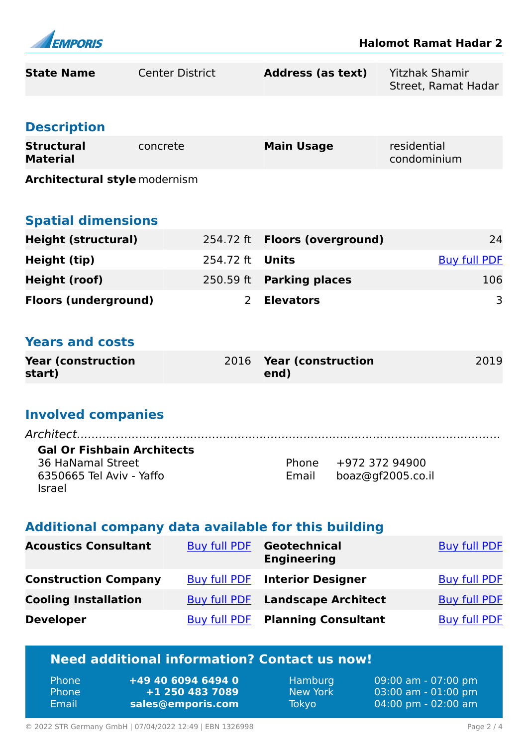| State Name | Center District | Address (as text) | Yitzhak Shamir Street, Ramat Hadar |
|---|---|---|---|

## Description

| Structural Material | concrete | Main Usage | residential condominium |
|---|---|---|---|
| Architectural style | modernism | | |

## Spatial dimensions

| Height (structural) | 254.72 ft | Floors (overground) | 24 |
|---|---|---|---|
| Height (tip) | 254.72 ft | Units | Buy full PDF |
| Height (roof) | 250.59 ft | Parking places | 106 |
| Floors (underground) | 2 | Elevators | 3 |

## Years and costs

| Year (construction start) | 2016 | Year (construction end) | 2019 |
|---|---|---|---|

## Involved companies

*Architect*

**Gal Or Fishbain Architects**
36 HaNamal Street
6350665 Tel Aviv - Yaffo
Israel

Phone +972 372 94900
Email boaz@gf2005.co.il

## Additional company data available for this building

| Acoustics Consultant | Buy full PDF | Geotechnical Engineering | Buy full PDF |
|---|---|---|---|
| Construction Company | Buy full PDF | Interior Designer | Buy full PDF |
| Cooling Installation | Buy full PDF | Landscape Architect | Buy full PDF |
| Developer | Buy full PDF | Planning Consultant | Buy full PDF |

## Need additional information? Contact us now!

| | | | |
|---|---|---|---|
| Phone | **+49 40 6094 6494 0** | Hamburg | 09:00 am - 07:00 pm |
| Phone | **+1 250 483 7089** | New York | 03:00 am - 01:00 pm |
| Email | **sales@emporis.com** | Tokyo | 04:00 pm - 02:00 am |

© 2022 STR Germany GmbH | 07/04/2022 12:49 | EBN 1326998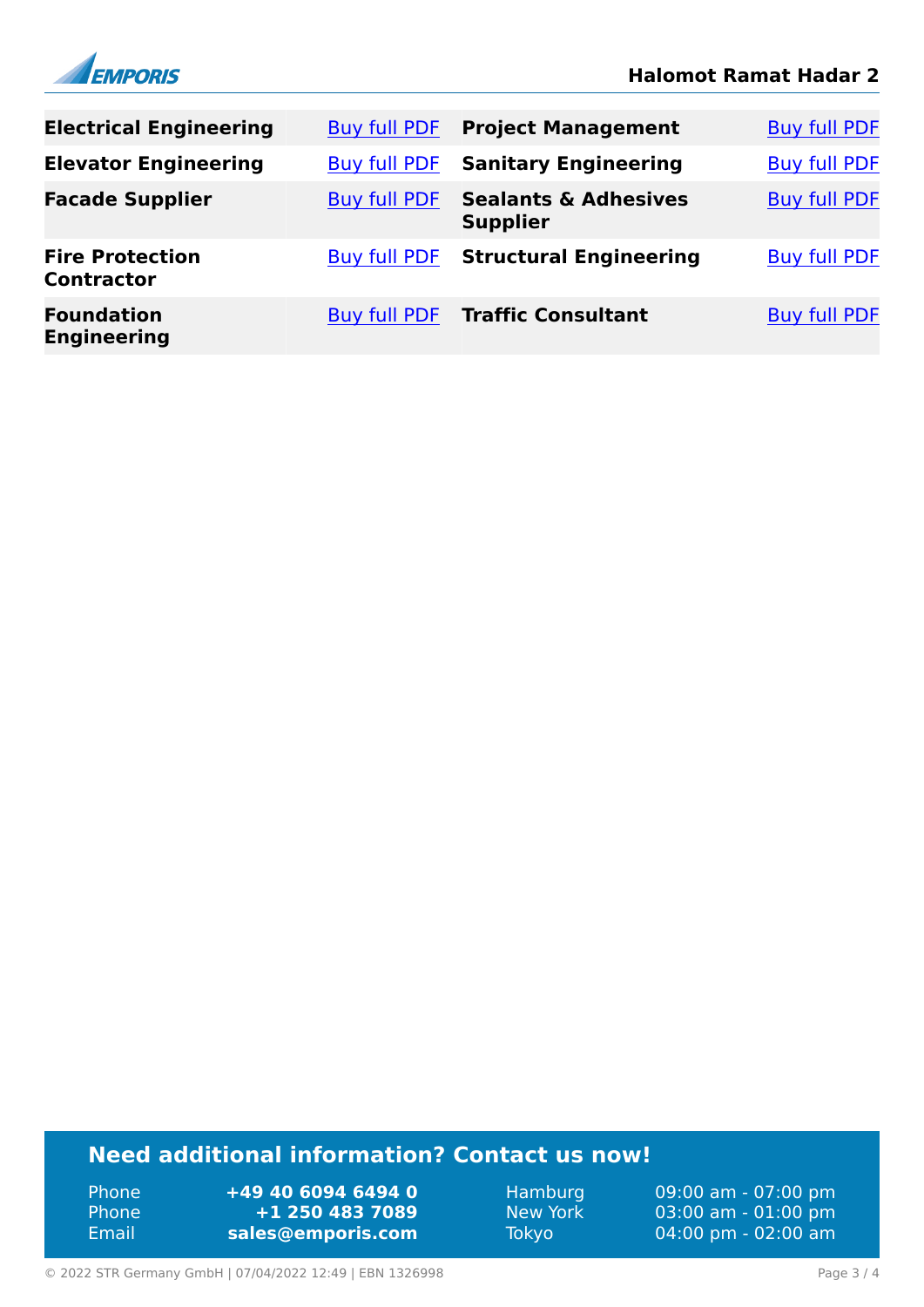| | | | |
|---|---|---|---|
| **Electrical Engineering** | Buy full PDF | **Project Management** | Buy full PDF |
| **Elevator Engineering** | Buy full PDF | **Sanitary Engineering** | Buy full PDF |
| **Facade Supplier** | Buy full PDF | **Sealants & Adhesives Supplier** | Buy full PDF |
| **Fire Protection Contractor** | Buy full PDF | **Structural Engineering** | Buy full PDF |
| **Foundation Engineering** | Buy full PDF | **Traffic Consultant** | Buy full PDF |

## Need additional information? Contact us now!

| | | | |
|---|---|---|---|
| Phone | **+49 40 6094 6494 0** | Hamburg | 09:00 am - 07:00 pm |
| Phone | **+1 250 483 7089** | New York | 03:00 am - 01:00 pm |
| Email | **sales@emporis.com** | Tokyo | 04:00 pm - 02:00 am |

© 2022 STR Germany GmbH | 07/04/2022 12:49 | EBN 1326998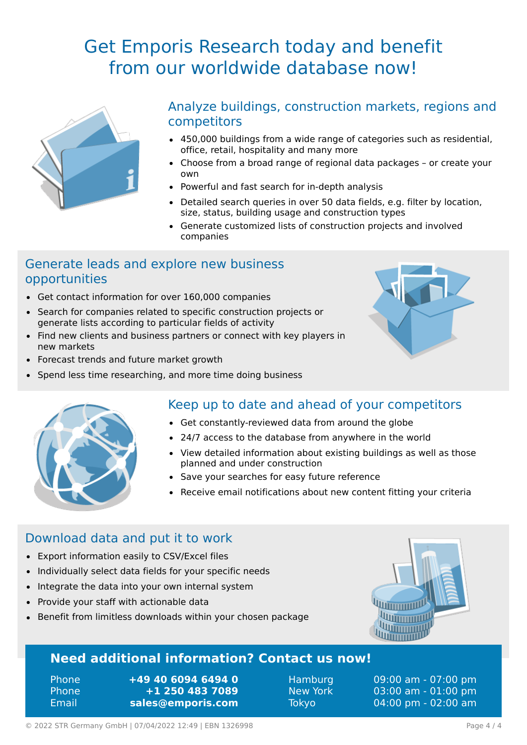# Get Emporis Research today and benefit from our worldwide database now!

## Analyze buildings, construction markets, regions and competitors

- 450,000 buildings from a wide range of categories such as residential, office, retail, hospitality and many more
- Choose from a broad range of regional data packages – or create your own
- Powerful and fast search for in-depth analysis
- Detailed search queries in over 50 data fields, e.g. filter by location, size, status, building usage and construction types
- Generate customized lists of construction projects and involved companies

## Generate leads and explore new business opportunities

- Get contact information for over 160,000 companies
- Search for companies related to specific construction projects or generate lists according to particular fields of activity
- Find new clients and business partners or connect with key players in new markets
- Forecast trends and future market growth
- Spend less time researching, and more time doing business

## Keep up to date and ahead of your competitors

- Get constantly-reviewed data from around the globe
- 24/7 access to the database from anywhere in the world
- View detailed information about existing buildings as well as those planned and under construction
- Save your searches for easy future reference
- Receive email notifications about new content fitting your criteria

## Download data and put it to work

- Export information easily to CSV/Excel files
- Individually select data fields for your specific needs
- Integrate the data into your own internal system
- Provide your staff with actionable data
- Benefit from limitless downloads within your chosen package

### Need additional information? Contact us now!

| | | | |
|---|---|---|---|
| Phone | **+49 40 6094 6494 0** | Hamburg | 09:00 am - 07:00 pm |
| Phone | **+1 250 483 7089** | New York | 03:00 am - 01:00 pm |
| Email | **sales@emporis.com** | Tokyo | 04:00 pm - 02:00 am |

© 2022 STR Germany GmbH | 07/04/2022 12:49 | EBN 1326998